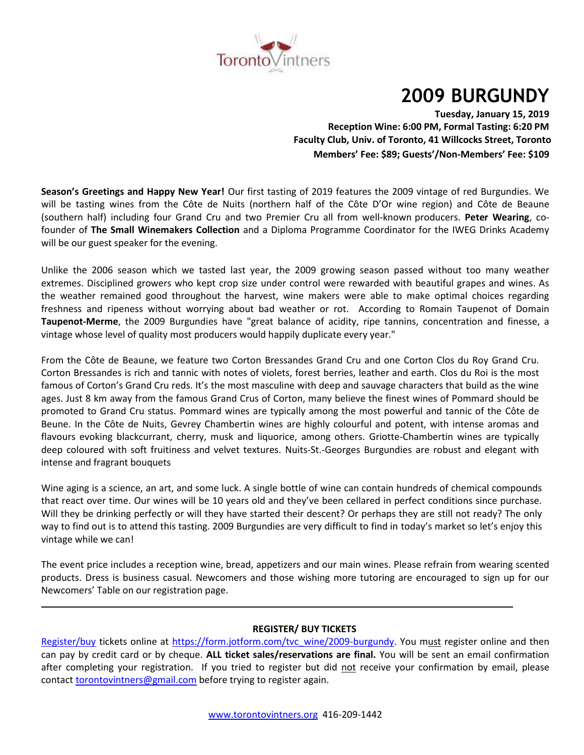Toronto Vintners

# 2009 BURGUNDY

**Tuesday, January 15, 2019**
**Reception Wine: 6:00 PM, Formal Tasting: 6:20 PM**
**Faculty Club, Univ. of Toronto, 41 Willcocks Street, Toronto**
**Members' Fee: $89; Guests'/Non-Members' Fee: $109**

**Season's Greetings and Happy New Year!** Our first tasting of 2019 features the 2009 vintage of red Burgundies. We will be tasting wines from the Côte de Nuits (northern half of the Côte D'Or wine region) and Côte de Beaune (southern half) including four Grand Cru and two Premier Cru all from well-known producers. **Peter Wearing**, co-founder of **The Small Winemakers Collection** and a Diploma Programme Coordinator for the IWEG Drinks Academy will be our guest speaker for the evening.

Unlike the 2006 season which we tasted last year, the 2009 growing season passed without too many weather extremes. Disciplined growers who kept crop size under control were rewarded with beautiful grapes and wines. As the weather remained good throughout the harvest, wine makers were able to make optimal choices regarding freshness and ripeness without worrying about bad weather or rot. According to Romain Taupenot of Domain **Taupenot-Merme**, the 2009 Burgundies have "great balance of acidity, ripe tannins, concentration and finesse, a vintage whose level of quality most producers would happily duplicate every year."

From the Côte de Beaune, we feature two Corton Bressandes Grand Cru and one Corton Clos du Roy Grand Cru. Corton Bressandes is rich and tannic with notes of violets, forest berries, leather and earth. Clos du Roi is the most famous of Corton's Grand Cru reds. It's the most masculine with deep and sauvage characters that build as the wine ages. Just 8 km away from the famous Grand Crus of Corton, many believe the finest wines of Pommard should be promoted to Grand Cru status. Pommard wines are typically among the most powerful and tannic of the Côte de Beune. In the Côte de Nuits, Gevrey Chambertin wines are highly colourful and potent, with intense aromas and flavours evoking blackcurrant, cherry, musk and liquorice, among others. Griotte-Chambertin wines are typically deep coloured with soft fruitiness and velvet textures. Nuits-St.-Georges Burgundies are robust and elegant with intense and fragrant bouquets

Wine aging is a science, an art, and some luck. A single bottle of wine can contain hundreds of chemical compounds that react over time. Our wines will be 10 years old and they've been cellared in perfect conditions since purchase. Will they be drinking perfectly or will they have started their descent? Or perhaps they are still not ready? The only way to find out is to attend this tasting. 2009 Burgundies are very difficult to find in today's market so let's enjoy this vintage while we can!

The event price includes a reception wine, bread, appetizers and our main wines. Please refrain from wearing scented products. Dress is business casual. Newcomers and those wishing more tutoring are encouraged to sign up for our Newcomers' Table on our registration page.

---

**REGISTER/ BUY TICKETS**

Register/buy tickets online at https://form.jotform.com/tvc_wine/2009-burgundy. You must register online and then can pay by credit card or by cheque. **ALL ticket sales/reservations are final.** You will be sent an email confirmation after completing your registration. If you tried to register but did not receive your confirmation by email, please contact torontovintners@gmail.com before trying to register again.

www.torontovintners.org 416-209-1442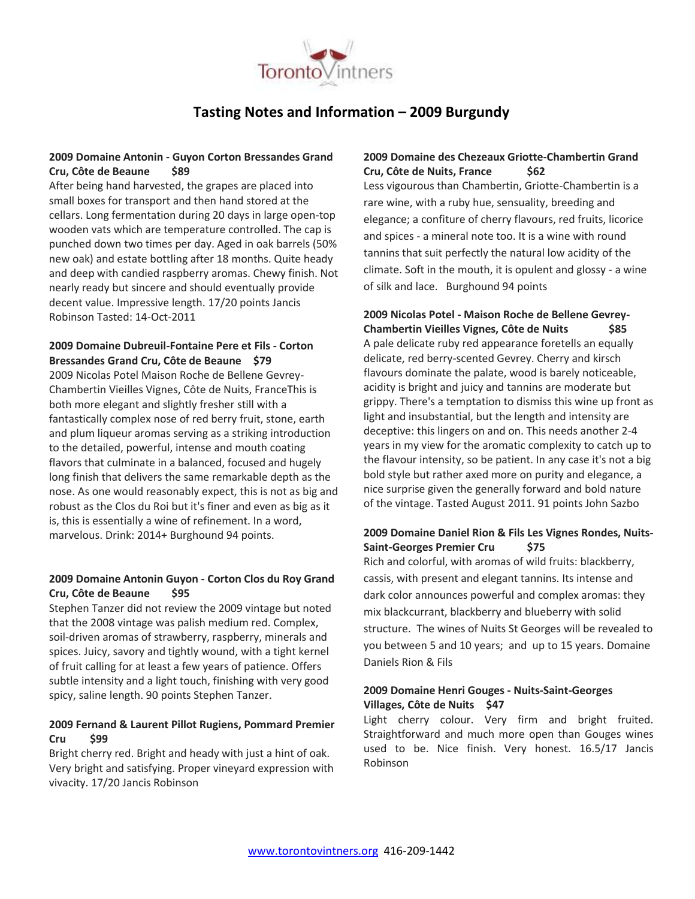# Tasting Notes and Information – 2009 Burgundy

**2009 Domaine Antonin - Guyon Corton Bressandes Grand Cru, Côte de Beaune $89**

After being hand harvested, the grapes are placed into small boxes for transport and then hand stored at the cellars. Long fermentation during 20 days in large open-top wooden vats which are temperature controlled. The cap is punched down two times per day. Aged in oak barrels (50% new oak) and estate bottling after 18 months. Quite heady and deep with candied raspberry aromas. Chewy finish. Not nearly ready but sincere and should eventually provide decent value. Impressive length. 17/20 points Jancis Robinson Tasted: 14-Oct-2011

**2009 Domaine Dubreuil-Fontaine Pere et Fils - Corton Bressandes Grand Cru, Côte de Beaune $79**

2009 Nicolas Potel Maison Roche de Bellene Gevrey-Chambertin Vieilles Vignes, Côte de Nuits, FranceThis is both more elegant and slightly fresher still with a fantastically complex nose of red berry fruit, stone, earth and plum liqueur aromas serving as a striking introduction to the detailed, powerful, intense and mouth coating flavors that culminate in a balanced, focused and hugely long finish that delivers the same remarkable depth as the nose. As one would reasonably expect, this is not as big and robust as the Clos du Roi but it's finer and even as big as it is, this is essentially a wine of refinement. In a word, marvelous. Drink: 2014+ Burghound 94 points.

**2009 Domaine Antonin Guyon - Corton Clos du Roy Grand Cru, Côte de Beaune $95**

Stephen Tanzer did not review the 2009 vintage but noted that the 2008 vintage was palish medium red. Complex, soil-driven aromas of strawberry, raspberry, minerals and spices. Juicy, savory and tightly wound, with a tight kernel of fruit calling for at least a few years of patience. Offers subtle intensity and a light touch, finishing with very good spicy, saline length. 90 points Stephen Tanzer.

**2009 Fernand & Laurent Pillot Rugiens, Pommard Premier Cru $99**

Bright cherry red. Bright and heady with just a hint of oak. Very bright and satisfying. Proper vineyard expression with vivacity. 17/20 Jancis Robinson

**2009 Domaine des Chezeaux Griotte-Chambertin Grand Cru, Côte de Nuits, France $62**

Less vigourous than Chambertin, Griotte-Chambertin is a rare wine, with a ruby hue, sensuality, breeding and elegance; a confiture of cherry flavours, red fruits, licorice and spices - a mineral note too. It is a wine with round tannins that suit perfectly the natural low acidity of the climate. Soft in the mouth, it is opulent and glossy - a wine of silk and lace. Burghound 94 points

**2009 Nicolas Potel - Maison Roche de Bellene Gevrey-Chambertin Vieilles Vignes, Côte de Nuits $85**

A pale delicate ruby red appearance foretells an equally delicate, red berry-scented Gevrey. Cherry and kirsch flavours dominate the palate, wood is barely noticeable, acidity is bright and juicy and tannins are moderate but grippy. There's a temptation to dismiss this wine up front as light and insubstantial, but the length and intensity are deceptive: this lingers on and on. This needs another 2-4 years in my view for the aromatic complexity to catch up to the flavour intensity, so be patient. In any case it's not a big bold style but rather axed more on purity and elegance, a nice surprise given the generally forward and bold nature of the vintage. Tasted August 2011. 91 points John Sazbo

**2009 Domaine Daniel Rion & Fils Les Vignes Rondes, Nuits-Saint-Georges Premier Cru $75**

Rich and colorful, with aromas of wild fruits: blackberry, cassis, with present and elegant tannins. Its intense and dark color announces powerful and complex aromas: they mix blackcurrant, blackberry and blueberry with solid structure. The wines of Nuits St Georges will be revealed to you between 5 and 10 years; and up to 15 years. Domaine Daniels Rion & Fils

**2009 Domaine Henri Gouges - Nuits-Saint-Georges Villages, Côte de Nuits $47**

Light cherry colour. Very firm and bright fruited. Straightforward and much more open than Gouges wines used to be. Nice finish. Very honest. 16.5/17 Jancis Robinson

www.torontovintners.org 416-209-1442